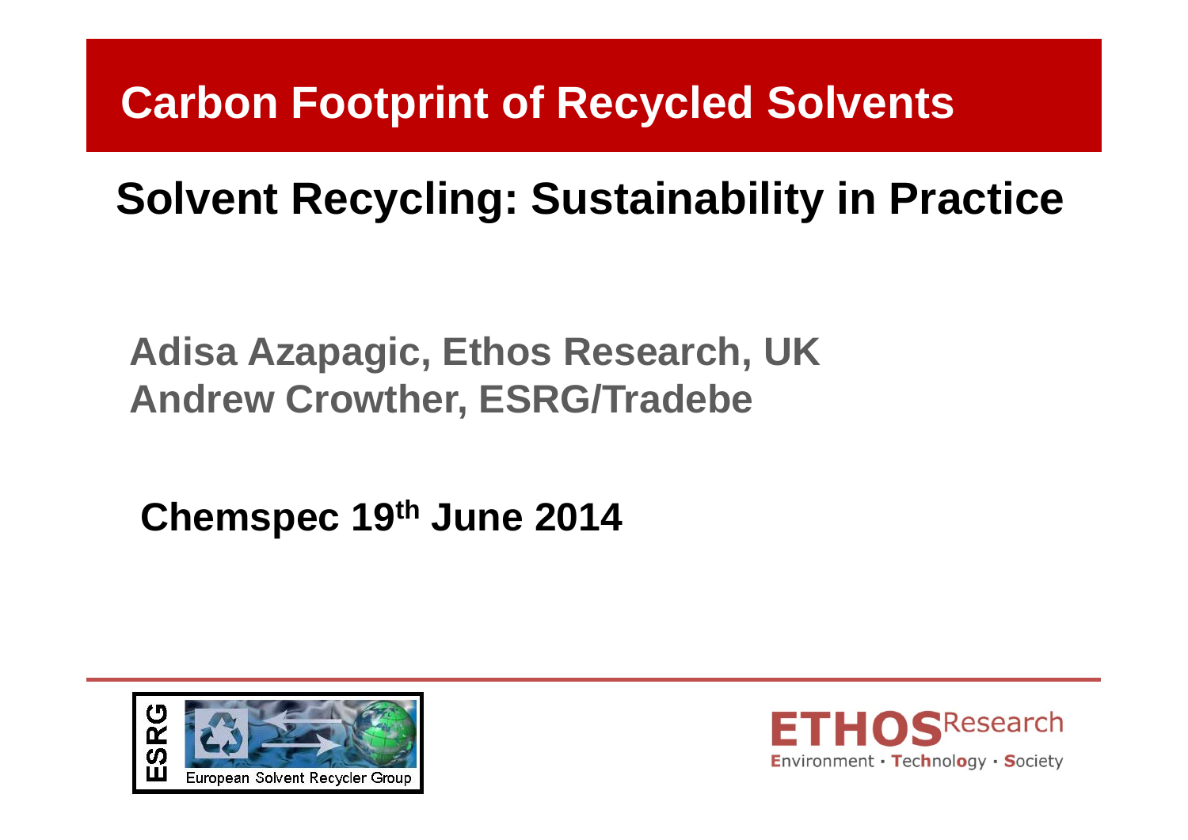# Carbon Footprint of Recycled Solvents

## Solvent Recycling: Sustainability in Practice

**Adisa Azapagic, Ethos Research, UK**
**Andrew Crowther, ESRG/Tradebe**

**Chemspec 19th June 2014**

ESRG European Solvent Recycler Group

ETHOS Research Environment · Technology · Society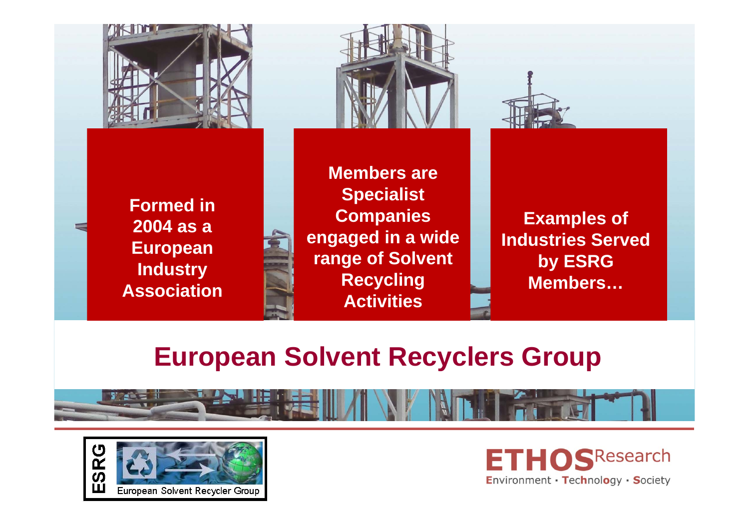Formed in 2004 as a European Industry Association

Members are Specialist Companies engaged in a wide range of Solvent Recycling Activities

Examples of Industries Served by ESRG Members…

# European Solvent Recyclers Group

ESRG European Solvent Recycler Group

ETHOS Research
Environment · Technology · Society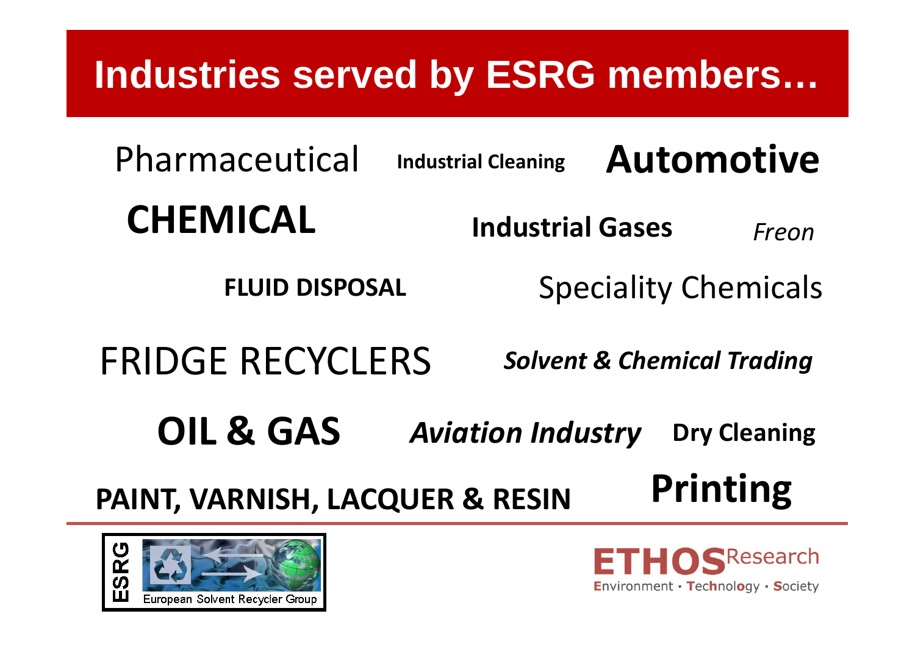# Industries served by ESRG members…

Pharmaceutical

**Industrial Cleaning**

**Automotive**

**CHEMICAL**

**Industrial Gases**

*Freon*

**FLUID DISPOSAL**

Speciality Chemicals

FRIDGE RECYCLERS

***Solvent & Chemical Trading***

**OIL & GAS**

***Aviation Industry***

**Dry Cleaning**

**PAINT, VARNISH, LACQUER & RESIN**

**Printing**

ESRG European Solvent Recycler Group

ETHOS Research
Environment · Technology · Society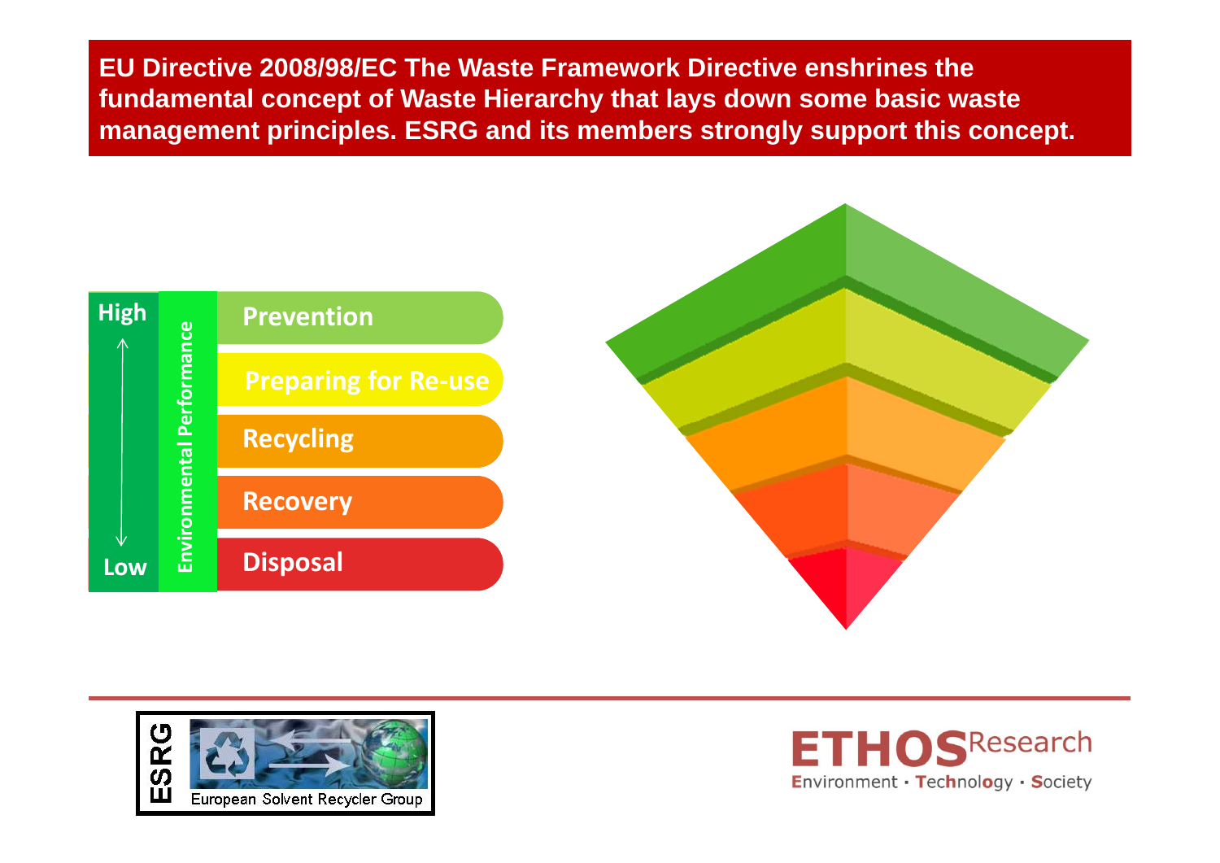**EU Directive 2008/98/EC The Waste Framework Directive enshrines the fundamental concept of Waste Hierarchy that lays down some basic waste management principles. ESRG and its members strongly support this concept.**

| Environmental Performance | Waste Hierarchy |
| --- | --- |
| High | Prevention |
| | Preparing for Re-use |
| | Recycling |
| | Recovery |
| Low | Disposal |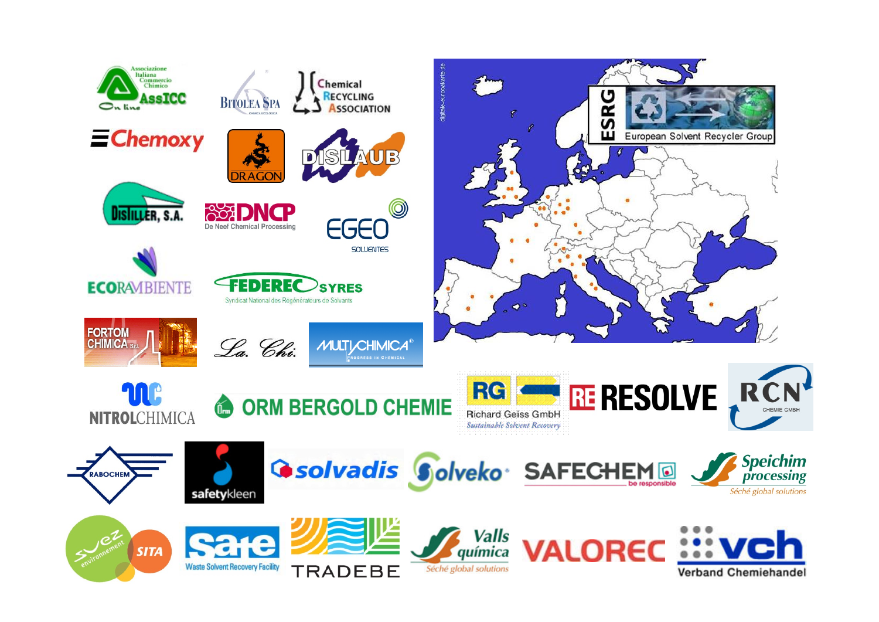Associazione Italiana Commercio Chimico AssICC On line

Bitolea SpA

Chemical Recycling Association

Chemoxy

Dragon

Dislaub

Distiller, S.A.

DNCP De Neef Chemical Processing

EGEO Solventes

Ecorambiente

FEDEREC SYRES Syndicat National des Régénérateurs de Solvants

Fortom Chimica S.r.l.

La. Chi.

Multichimica Progress in Chemical

ESRG European Solvent Recycler Group

Nitrolchimica

ORM Bergold Chemie

RG Richard Geiss GmbH Sustainable Solvent Recovery

Re Resolve

RCN Chemie GmbH

Rabochem

safetykleen

solvadis

Solveko

SAFECHEM be responsible

Speichim processing Séché global solutions

Suez environnement SITA

Sate Waste Solvent Recovery Facility

Tradebe

Valls química Séché global solutions

Valorec

vch Verband Chemiehandel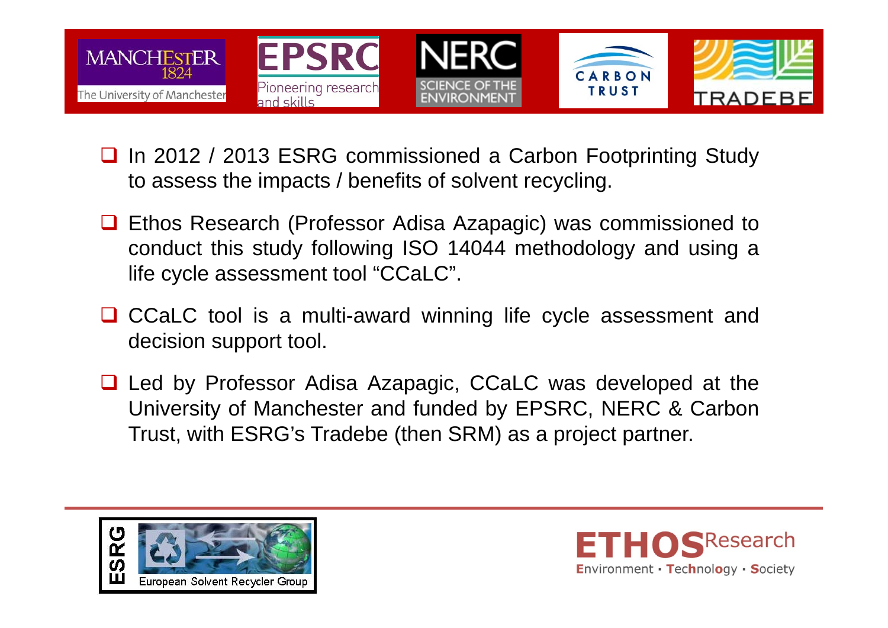- In 2012 / 2013 ESRG commissioned a Carbon Footprinting Study to assess the impacts / benefits of solvent recycling.
- Ethos Research (Professor Adisa Azapagic) was commissioned to conduct this study following ISO 14044 methodology and using a life cycle assessment tool "CCaLC".
- CCaLC tool is a multi-award winning life cycle assessment and decision support tool.
- Led by Professor Adisa Azapagic, CCaLC was developed at the University of Manchester and funded by EPSRC, NERC & Carbon Trust, with ESRG's Tradebe (then SRM) as a project partner.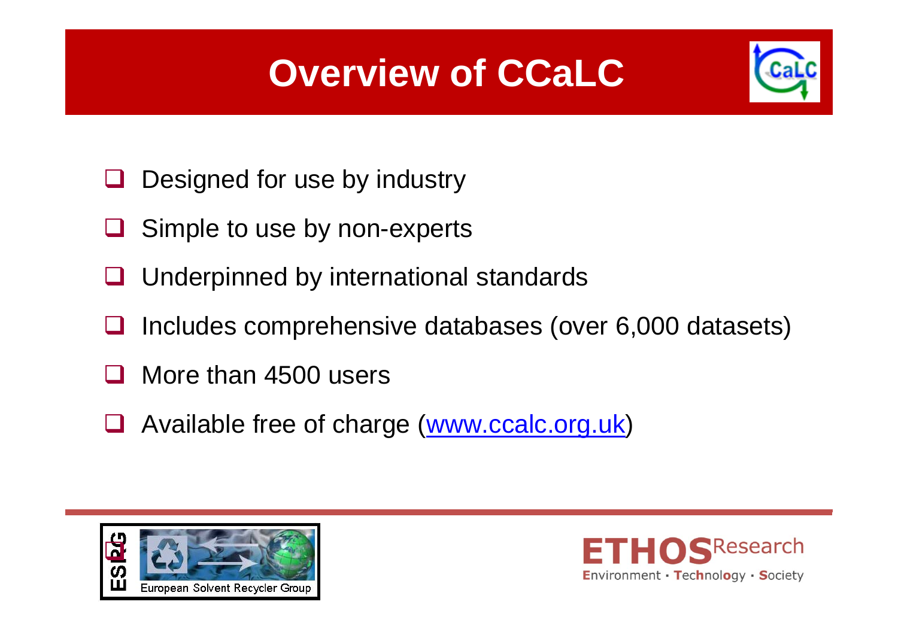# Overview of CCaLC

- Designed for use by industry
- Simple to use by non-experts
- Underpinned by international standards
- Includes comprehensive databases (over 6,000 datasets)
- More than 4500 users
- Available free of charge (www.ccalc.org.uk)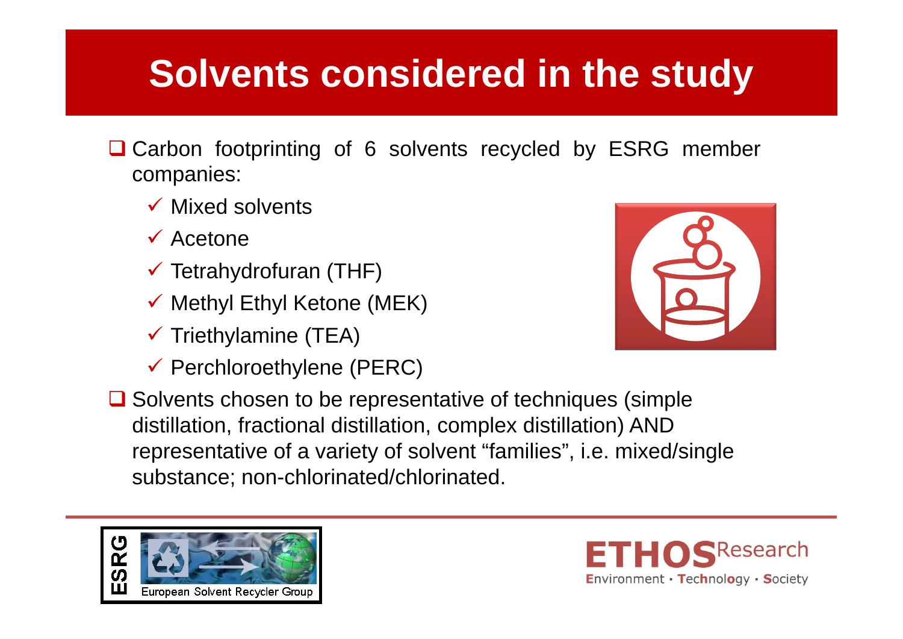# Solvents considered in the study

- Carbon footprinting of 6 solvents recycled by ESRG member companies:
  - Mixed solvents
  - Acetone
  - Tetrahydrofuran (THF)
  - Methyl Ethyl Ketone (MEK)
  - Triethylamine (TEA)
  - Perchloroethylene (PERC)
- Solvents chosen to be representative of techniques (simple distillation, fractional distillation, complex distillation) AND representative of a variety of solvent "families", i.e. mixed/single substance; non-chlorinated/chlorinated.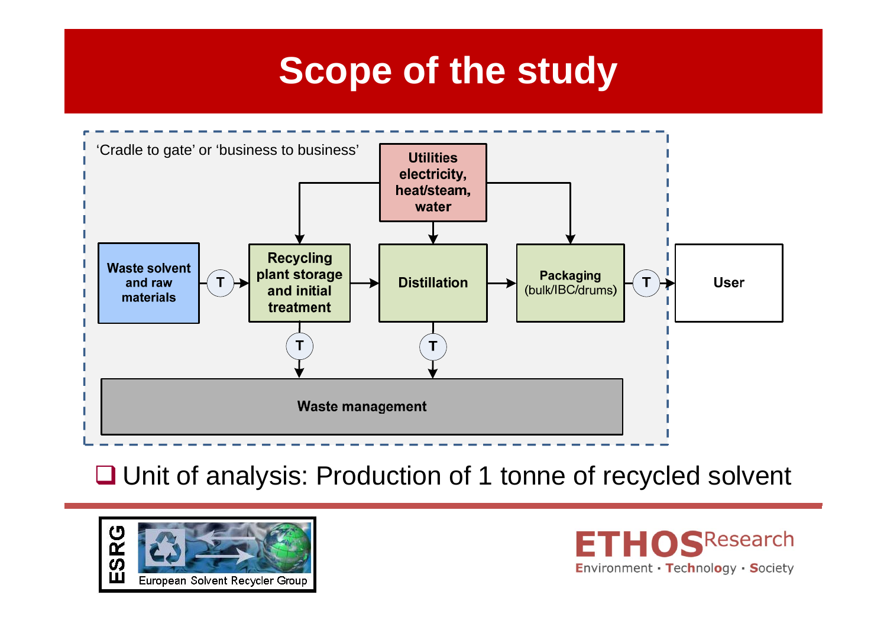# Scope of the study

'Cradle to gate' or 'business to business'

- Waste solvent and raw materials → T → Recycling plant storage and initial treatment → Distillation → Packaging (bulk/IBC/drums) → T → User
- Utilities electricity, heat/steam, water → Recycling plant storage and initial treatment; Distillation; Packaging (bulk/IBC/drums)
- Recycling plant storage and initial treatment → T → Waste management
- Distillation → T → Waste management

❑ Unit of analysis: Production of 1 tonne of recycled solvent

ESRG European Solvent Recycler Group

ETHOS Research
Environment · Technology · Society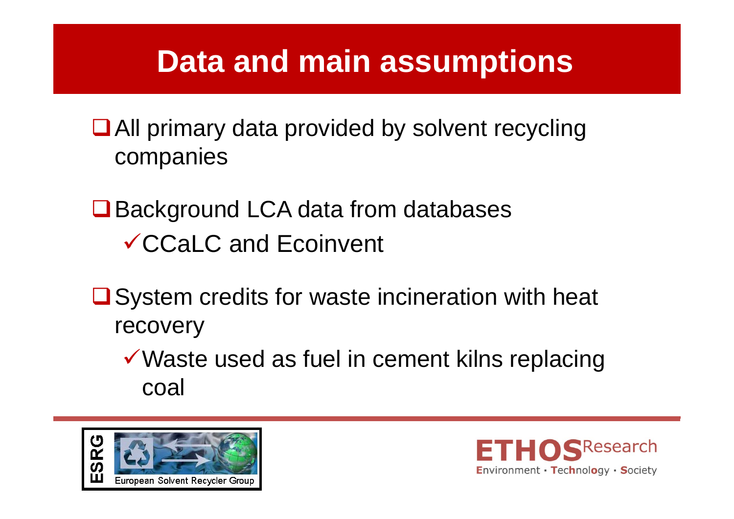# Data and main assumptions

- All primary data provided by solvent recycling companies
- Background LCA data from databases
  - ✓ CCaLC and Ecoinvent
- System credits for waste incineration with heat recovery
  - ✓ Waste used as fuel in cement kilns replacing coal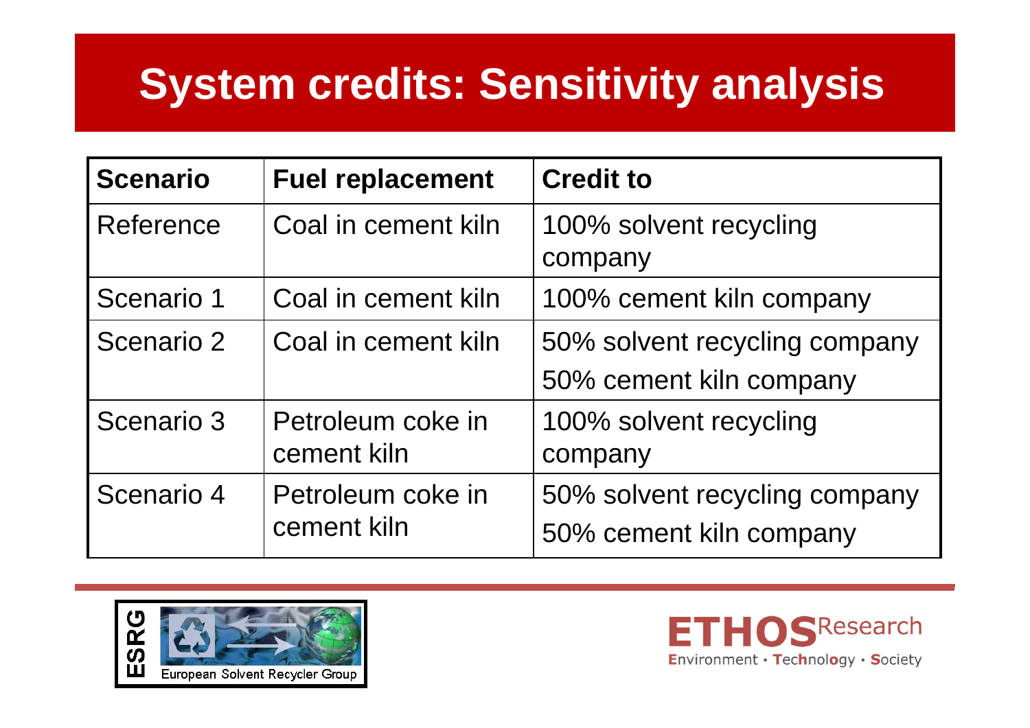# System credits: Sensitivity analysis

| Scenario | Fuel replacement | Credit to |
| --- | --- | --- |
| Reference | Coal in cement kiln | 100% solvent recycling company |
| Scenario 1 | Coal in cement kiln | 100% cement kiln company |
| Scenario 2 | Coal in cement kiln | 50% solvent recycling company<br>50% cement kiln company |
| Scenario 3 | Petroleum coke in cement kiln | 100% solvent recycling company |
| Scenario 4 | Petroleum coke in cement kiln | 50% solvent recycling company<br>50% cement kiln company |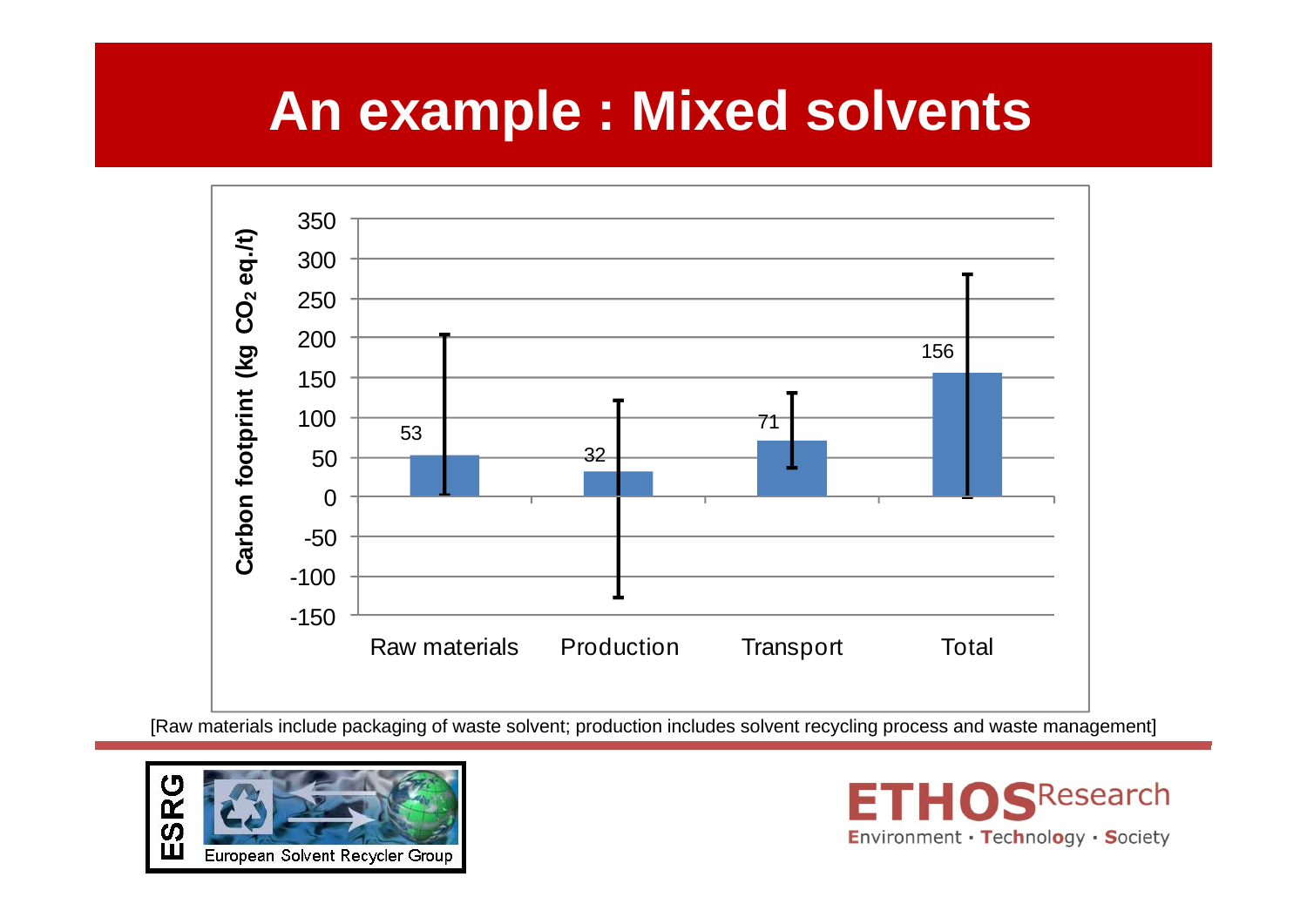# An example : Mixed solvents

Carbon footprint (kg $CO_2$ eq./t)

| | Raw materials | Production | Transport | Total |
|---|---|---|---|---|
| Value | 53 | 32 | 71 | 156 |

[Raw materials include packaging of waste solvent; production includes solvent recycling process and waste management]

ESRG – European Solvent Recycler Group

ETHOS Research – Environment · Technology · Society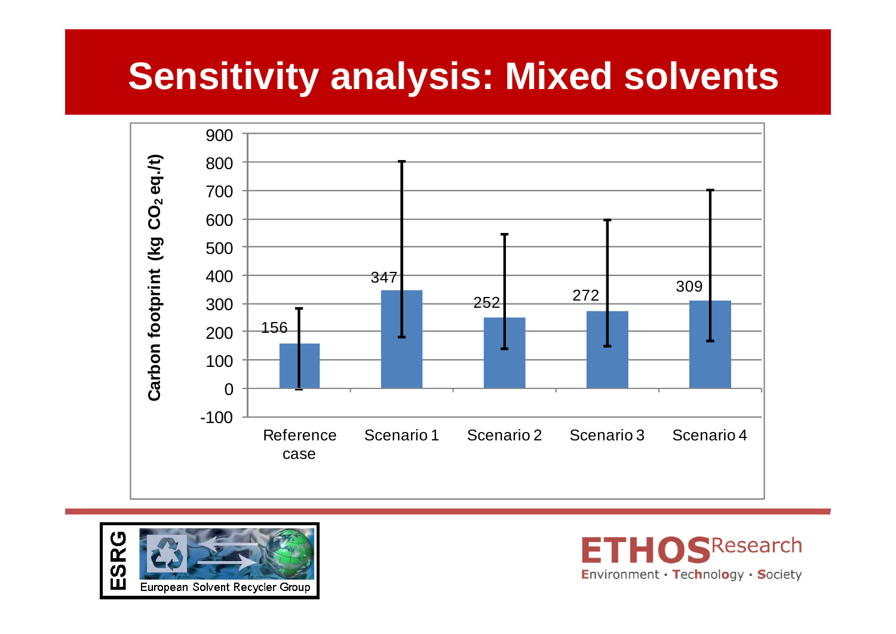# Sensitivity analysis: Mixed solvents

| | Carbon footprint (kg $CO_2$ eq./t) |
|---|---|
| Reference case | 156 |
| Scenario 1 | 347 |
| Scenario 2 | 252 |
| Scenario 3 | 272 |
| Scenario 4 | 309 |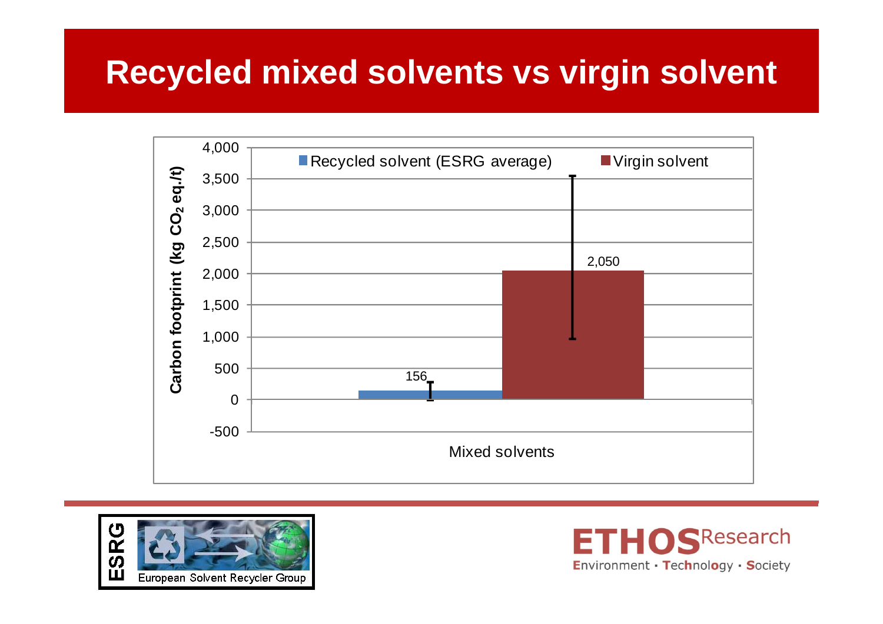# Recycled mixed solvents vs virgin solvent

| | Recycled solvent (ESRG average) | Virgin solvent |
|---|---|---|
| Mixed solvents | 156 | 2,050 |

Carbon footprint (kg $CO_2$ eq./t)

European Solvent Recycler Group

ETHOS Research
Environment · Technology · Society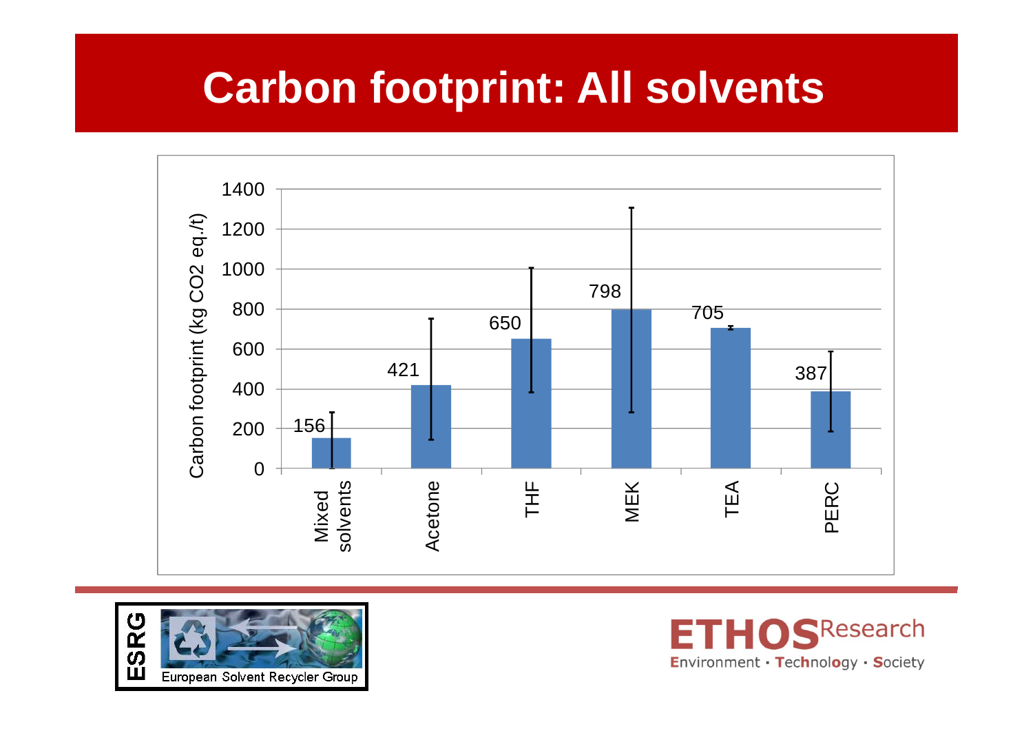# Carbon footprint: All solvents

| Solvent | Carbon footprint (kg $CO_2$ eq./t) |
| --- | --- |
| Mixed solvents | 156 |
| Acetone | 421 |
| THF | 650 |
| MEK | 798 |
| TEA | 705 |
| PERC | 387 |

ESRG European Solvent Recycler Group

ETHOS Research Environment · Technology · Society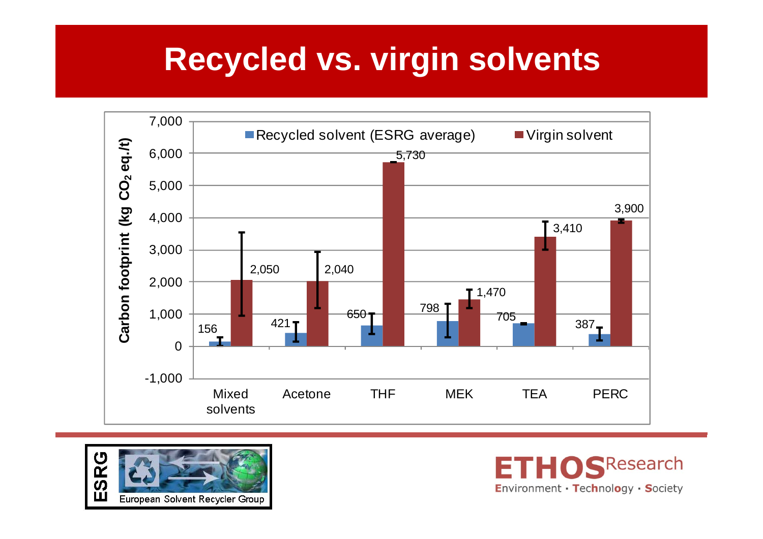# Recycled vs. virgin solvents

Carbon footprint (kg $CO_2$ eq./t)

| | Recycled solvent (ESRG average) | Virgin solvent |
|---|---|---|
| Mixed solvents | 156 | 2,050 |
| Acetone | 421 | 2,040 |
| THF | 650 | 5,730 |
| MEK | 798 | 1,470 |
| TEA | 705 | 3,410 |
| PERC | 387 | 3,900 |

ESRG European Solvent Recycler Group

ETHOS Research — Environment · Technology · Society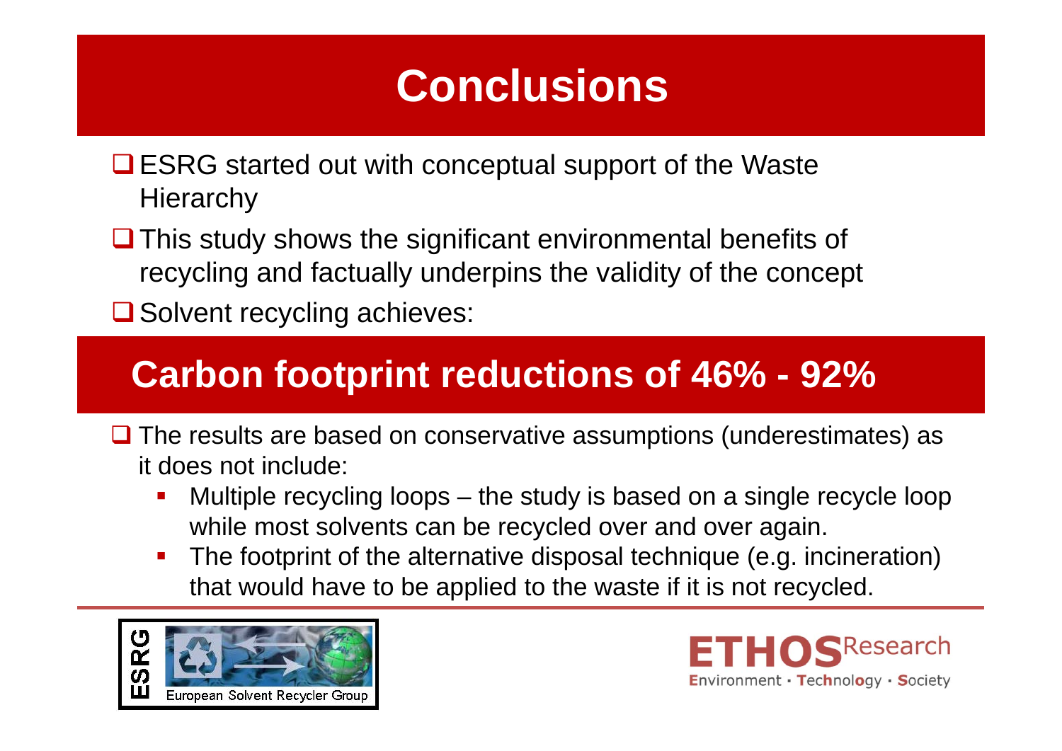# Conclusions

- ESRG started out with conceptual support of the Waste Hierarchy
- This study shows the significant environmental benefits of recycling and factually underpins the validity of the concept
- Solvent recycling achieves:

## Carbon footprint reductions of 46% - 92%

- The results are based on conservative assumptions (underestimates) as it does not include:
  - Multiple recycling loops – the study is based on a single recycle loop while most solvents can be recycled over and over again.
  - The footprint of the alternative disposal technique (e.g. incineration) that would have to be applied to the waste if it is not recycled.

ESRG European Solvent Recycler Group

ETHOS Research — Environment · Technology · Society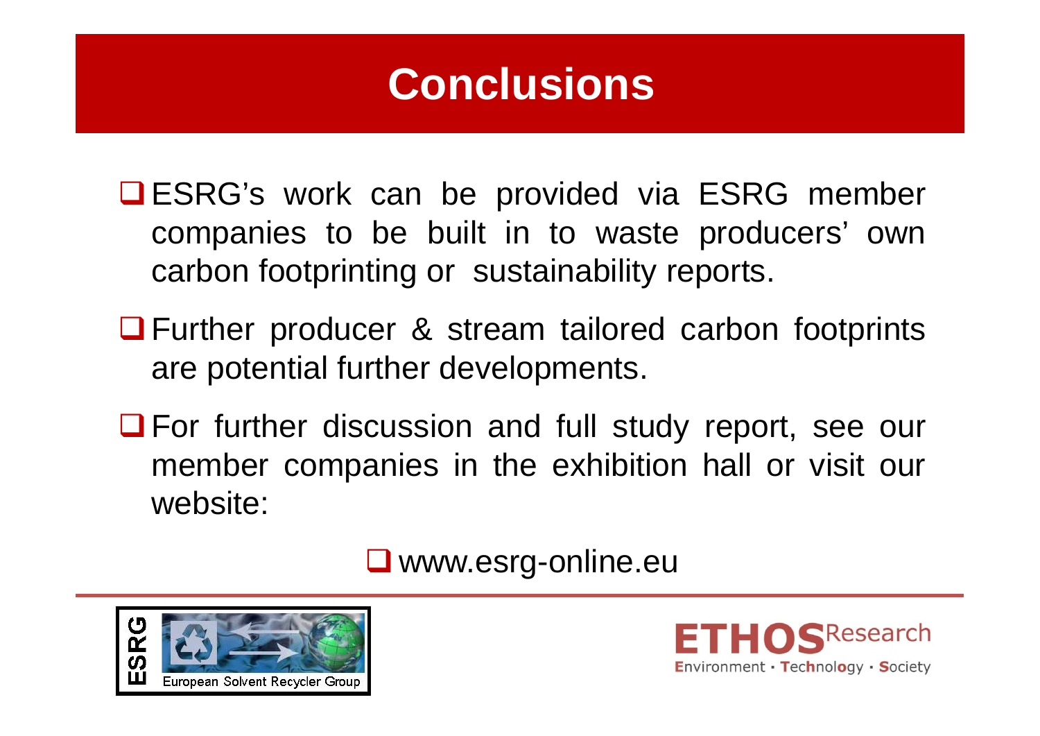# Conclusions

- ESRG's work can be provided via ESRG member companies to be built in to waste producers' own carbon footprinting or sustainability reports.
- Further producer & stream tailored carbon footprints are potential further developments.
- For further discussion and full study report, see our member companies in the exhibition hall or visit our website:
  - www.esrg-online.eu

ESRG European Solvent Recycler Group

ETHOS Research Environment · Technology · Society